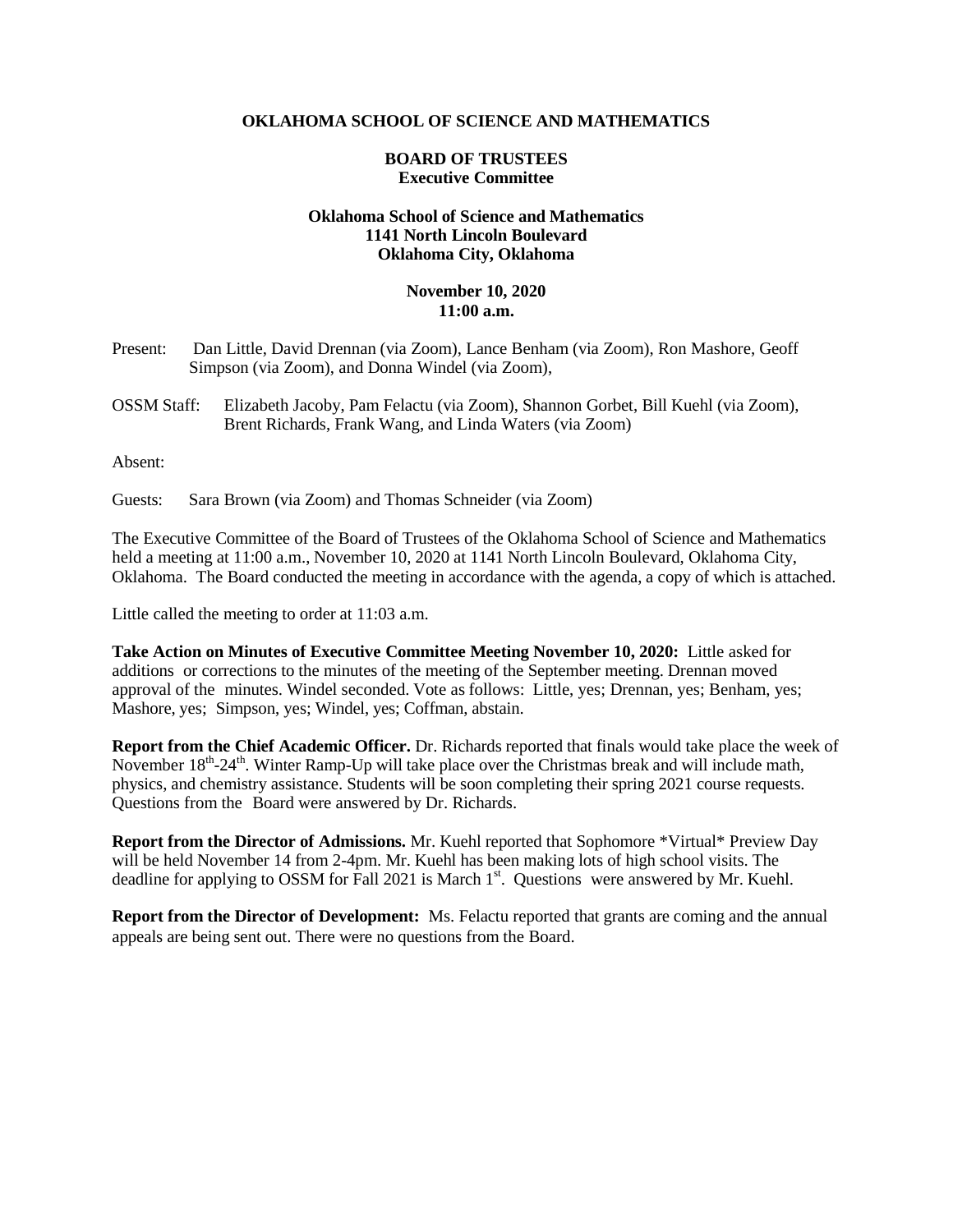**OKLAHOMA SCHOOL OF SCIENCE AND MATHEMATICS**

**BOARD OF TRUSTEES**
**Executive Committee**

**Oklahoma School of Science and Mathematics**
**1141 North Lincoln Boulevard**
**Oklahoma City, Oklahoma**

**November 10, 2020**
**11:00 a.m.**

Present: Dan Little, David Drennan (via Zoom), Lance Benham (via Zoom), Ron Mashore, Geoff Simpson (via Zoom), and Donna Windel (via Zoom),

OSSM Staff: Elizabeth Jacoby, Pam Felactu (via Zoom), Shannon Gorbet, Bill Kuehl (via Zoom), Brent Richards, Frank Wang, and Linda Waters (via Zoom)

Absent:

Guests: Sara Brown (via Zoom) and Thomas Schneider (via Zoom)

The Executive Committee of the Board of Trustees of the Oklahoma School of Science and Mathematics held a meeting at 11:00 a.m., November 10, 2020 at 1141 North Lincoln Boulevard, Oklahoma City, Oklahoma. The Board conducted the meeting in accordance with the agenda, a copy of which is attached.

Little called the meeting to order at 11:03 a.m.

**Take Action on Minutes of Executive Committee Meeting November 10, 2020:** Little asked for additions or corrections to the minutes of the meeting of the September meeting. Drennan moved approval of the minutes. Windel seconded. Vote as follows: Little, yes; Drennan, yes; Benham, yes; Mashore, yes; Simpson, yes; Windel, yes; Coffman, abstain.

**Report from the Chief Academic Officer.** Dr. Richards reported that finals would take place the week of November 18th-24th. Winter Ramp-Up will take place over the Christmas break and will include math, physics, and chemistry assistance. Students will be soon completing their spring 2021 course requests. Questions from the Board were answered by Dr. Richards.

**Report from the Director of Admissions.** Mr. Kuehl reported that Sophomore *Virtual* Preview Day will be held November 14 from 2-4pm. Mr. Kuehl has been making lots of high school visits. The deadline for applying to OSSM for Fall 2021 is March 1st. Questions were answered by Mr. Kuehl.

**Report from the Director of Development:** Ms. Felactu reported that grants are coming and the annual appeals are being sent out. There were no questions from the Board.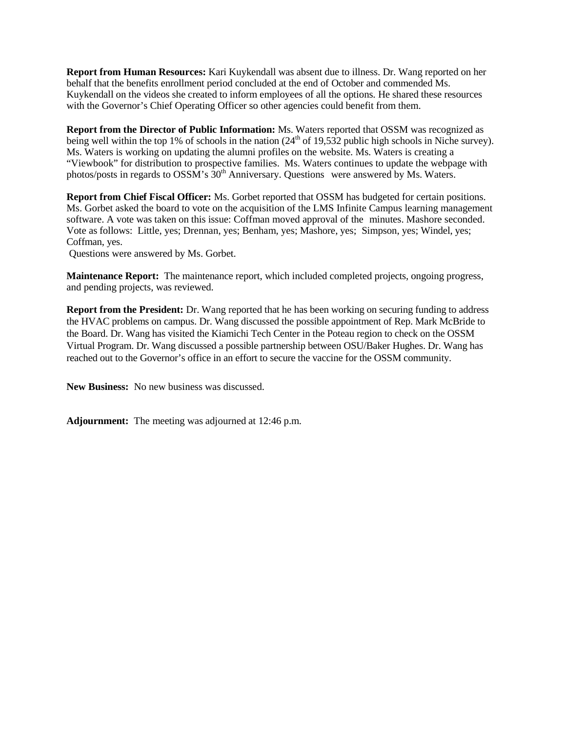**Report from Human Resources:** Kari Kuykendall was absent due to illness. Dr. Wang reported on her behalf that the benefits enrollment period concluded at the end of October and commended Ms. Kuykendall on the videos she created to inform employees of all the options. He shared these resources with the Governor's Chief Operating Officer so other agencies could benefit from them.

**Report from the Director of Public Information:** Ms. Waters reported that OSSM was recognized as being well within the top 1% of schools in the nation (24th of 19,532 public high schools in Niche survey). Ms. Waters is working on updating the alumni profiles on the website. Ms. Waters is creating a "Viewbook" for distribution to prospective families. Ms. Waters continues to update the webpage with photos/posts in regards to OSSM's 30th Anniversary. Questions were answered by Ms. Waters.

**Report from Chief Fiscal Officer:** Ms. Gorbet reported that OSSM has budgeted for certain positions. Ms. Gorbet asked the board to vote on the acquisition of the LMS Infinite Campus learning management software. A vote was taken on this issue: Coffman moved approval of the minutes. Mashore seconded. Vote as follows: Little, yes; Drennan, yes; Benham, yes; Mashore, yes; Simpson, yes; Windel, yes; Coffman, yes.

Questions were answered by Ms. Gorbet.

**Maintenance Report:** The maintenance report, which included completed projects, ongoing progress, and pending projects, was reviewed.

**Report from the President:** Dr. Wang reported that he has been working on securing funding to address the HVAC problems on campus. Dr. Wang discussed the possible appointment of Rep. Mark McBride to the Board. Dr. Wang has visited the Kiamichi Tech Center in the Poteau region to check on the OSSM Virtual Program. Dr. Wang discussed a possible partnership between OSU/Baker Hughes. Dr. Wang has reached out to the Governor's office in an effort to secure the vaccine for the OSSM community.

**New Business:** No new business was discussed.

**Adjournment:** The meeting was adjourned at 12:46 p.m.